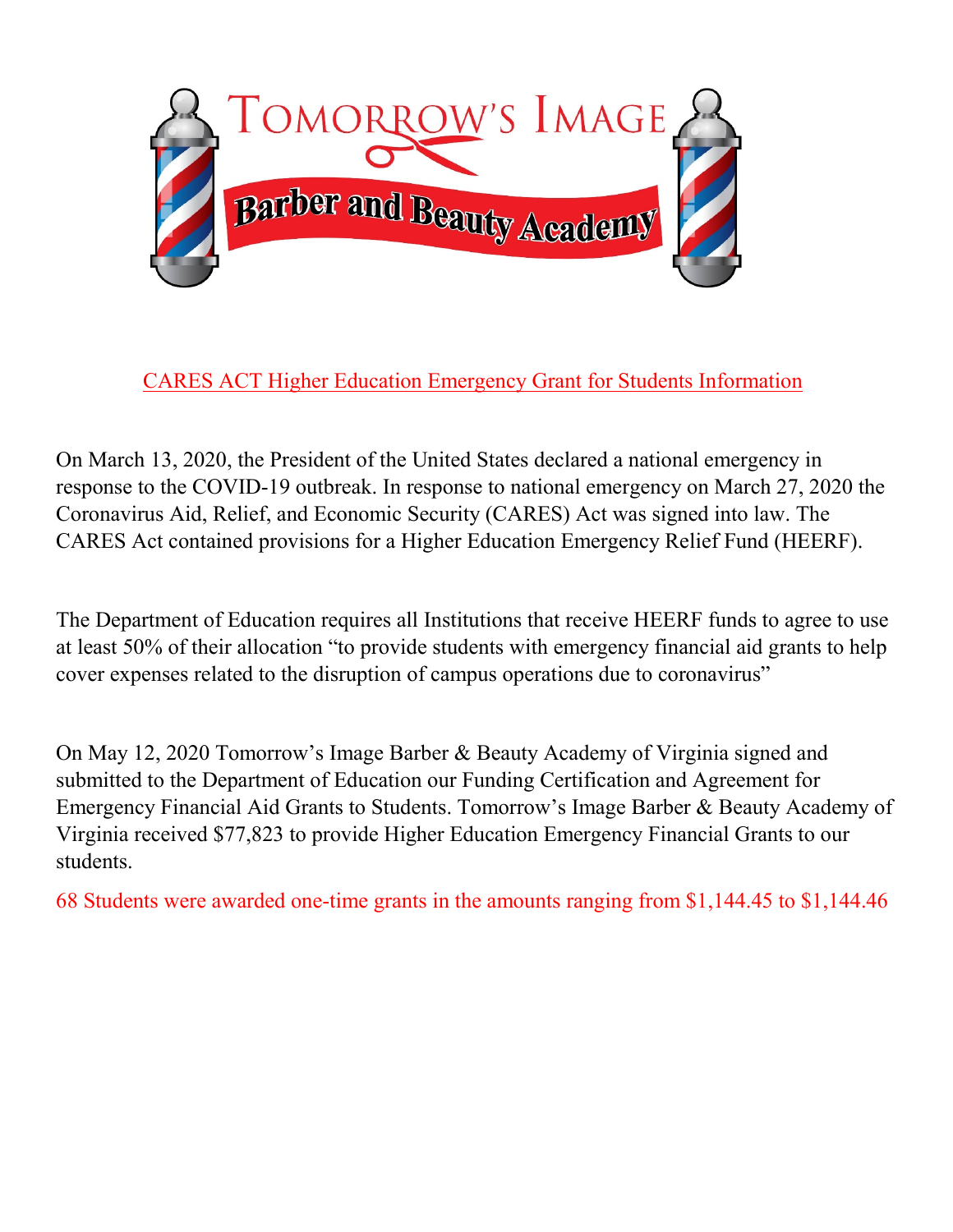# Tomorrow's Image

## Barber and Beauty Academy

CARES ACT Higher Education Emergency Grant for Students Information

On March 13, 2020, the President of the United States declared a national emergency in response to the COVID-19 outbreak. In response to national emergency on March 27, 2020 the Coronavirus Aid, Relief, and Economic Security (CARES) Act was signed into law. The CARES Act contained provisions for a Higher Education Emergency Relief Fund (HEERF).

The Department of Education requires all Institutions that receive HEERF funds to agree to use at least 50% of their allocation "to provide students with emergency financial aid grants to help cover expenses related to the disruption of campus operations due to coronavirus"

On May 12, 2020 Tomorrow's Image Barber & Beauty Academy of Virginia signed and submitted to the Department of Education our Funding Certification and Agreement for Emergency Financial Aid Grants to Students. Tomorrow's Image Barber & Beauty Academy of Virginia received $77,823 to provide Higher Education Emergency Financial Grants to our students.

68 Students were awarded one-time grants in the amounts ranging from $1,144.45 to $1,144.46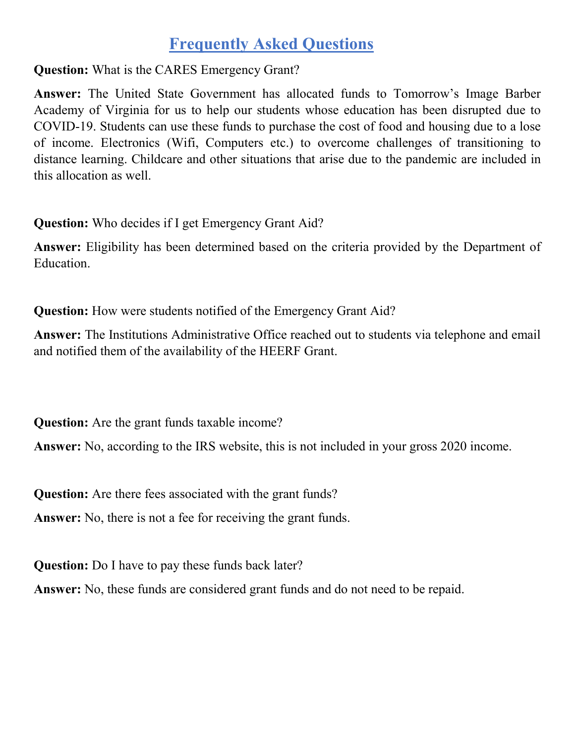# Frequently Asked Questions

**Question:** What is the CARES Emergency Grant?

**Answer:** The United State Government has allocated funds to Tomorrow's Image Barber Academy of Virginia for us to help our students whose education has been disrupted due to COVID-19. Students can use these funds to purchase the cost of food and housing due to a lose of income. Electronics (Wifi, Computers etc.) to overcome challenges of transitioning to distance learning. Childcare and other situations that arise due to the pandemic are included in this allocation as well.

**Question:** Who decides if I get Emergency Grant Aid?

**Answer:** Eligibility has been determined based on the criteria provided by the Department of Education.

**Question:** How were students notified of the Emergency Grant Aid?

**Answer:** The Institutions Administrative Office reached out to students via telephone and email and notified them of the availability of the HEERF Grant.

**Question:** Are the grant funds taxable income?

**Answer:** No, according to the IRS website, this is not included in your gross 2020 income.

**Question:** Are there fees associated with the grant funds?

**Answer:** No, there is not a fee for receiving the grant funds.

**Question:** Do I have to pay these funds back later?

**Answer:** No, these funds are considered grant funds and do not need to be repaid.